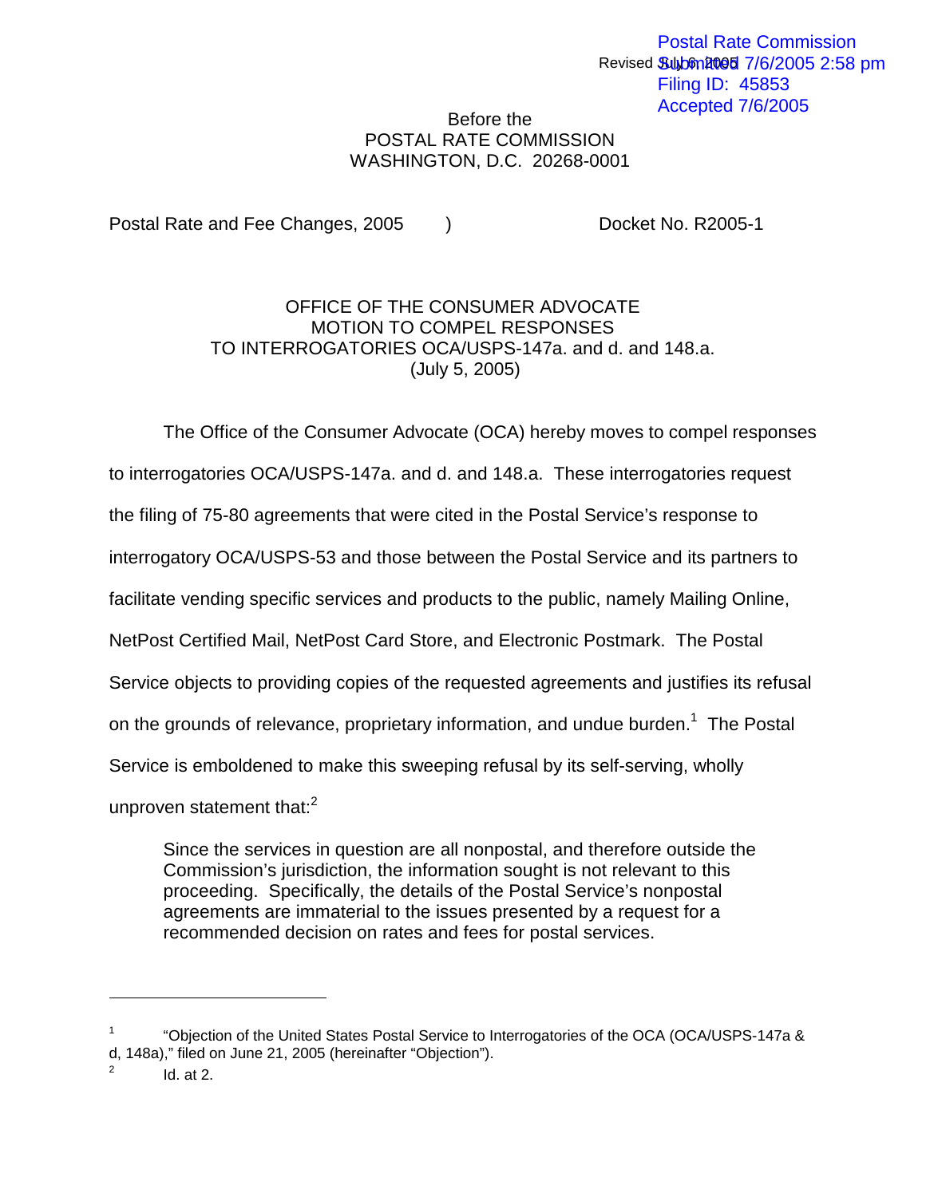Postal Rate Commission
Submitted 7/6/2005 2:58 pm
Filing ID: 45853
Accepted 7/6/2005

Revised July 6, 2005

Before the
POSTAL RATE COMMISSION
WASHINGTON, D.C. 20268-0001

Postal Rate and Fee Changes, 2005 ) Docket No. R2005-1

OFFICE OF THE CONSUMER ADVOCATE
MOTION TO COMPEL RESPONSES
TO INTERROGATORIES OCA/USPS-147a. and d. and 148.a.
(July 5, 2005)

The Office of the Consumer Advocate (OCA) hereby moves to compel responses to interrogatories OCA/USPS-147a. and d. and 148.a. These interrogatories request the filing of 75-80 agreements that were cited in the Postal Service's response to interrogatory OCA/USPS-53 and those between the Postal Service and its partners to facilitate vending specific services and products to the public, namely Mailing Online, NetPost Certified Mail, NetPost Card Store, and Electronic Postmark. The Postal Service objects to providing copies of the requested agreements and justifies its refusal on the grounds of relevance, proprietary information, and undue burden.[1] The Postal Service is emboldened to make this sweeping refusal by its self-serving, wholly unproven statement that:[2]

> Since the services in question are all nonpostal, and therefore outside the Commission's jurisdiction, the information sought is not relevant to this proceeding. Specifically, the details of the Postal Service's nonpostal agreements are immaterial to the issues presented by a request for a recommended decision on rates and fees for postal services.

---

[1] "Objection of the United States Postal Service to Interrogatories of the OCA (OCA/USPS-147a & d, 148a)," filed on June 21, 2005 (hereinafter "Objection").

[2] Id. at 2.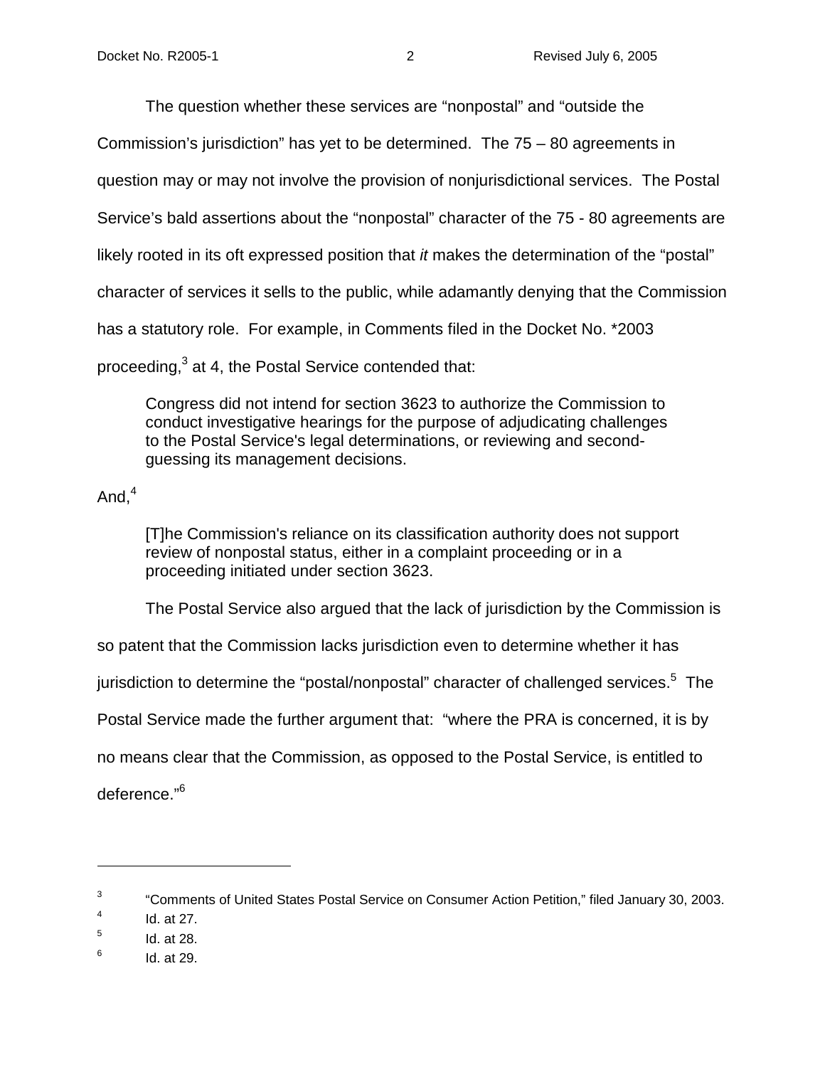The question whether these services are “nonpostal” and “outside the Commission’s jurisdiction” has yet to be determined. The 75 – 80 agreements in question may or may not involve the provision of nonjurisdictional services. The Postal Service’s bald assertions about the “nonpostal” character of the 75 - 80 agreements are likely rooted in its oft expressed position that *it* makes the determination of the “postal” character of services it sells to the public, while adamantly denying that the Commission has a statutory role. For example, in Comments filed in the Docket No. *2003 proceeding,[3] at 4, the Postal Service contended that:

> Congress did not intend for section 3623 to authorize the Commission to conduct investigative hearings for the purpose of adjudicating challenges to the Postal Service's legal determinations, or reviewing and second-guessing its management decisions.

And,[4]

> [T]he Commission's reliance on its classification authority does not support review of nonpostal status, either in a complaint proceeding or in a proceeding initiated under section 3623.

The Postal Service also argued that the lack of jurisdiction by the Commission is so patent that the Commission lacks jurisdiction even to determine whether it has jurisdiction to determine the “postal/nonpostal” character of challenged services.[5] The Postal Service made the further argument that: “where the PRA is concerned, it is by no means clear that the Commission, as opposed to the Postal Service, is entitled to deference.”[6]

---

[3] “Comments of United States Postal Service on Consumer Action Petition,” filed January 30, 2003.

[4] Id. at 27.

[5] Id. at 28.

[6] Id. at 29.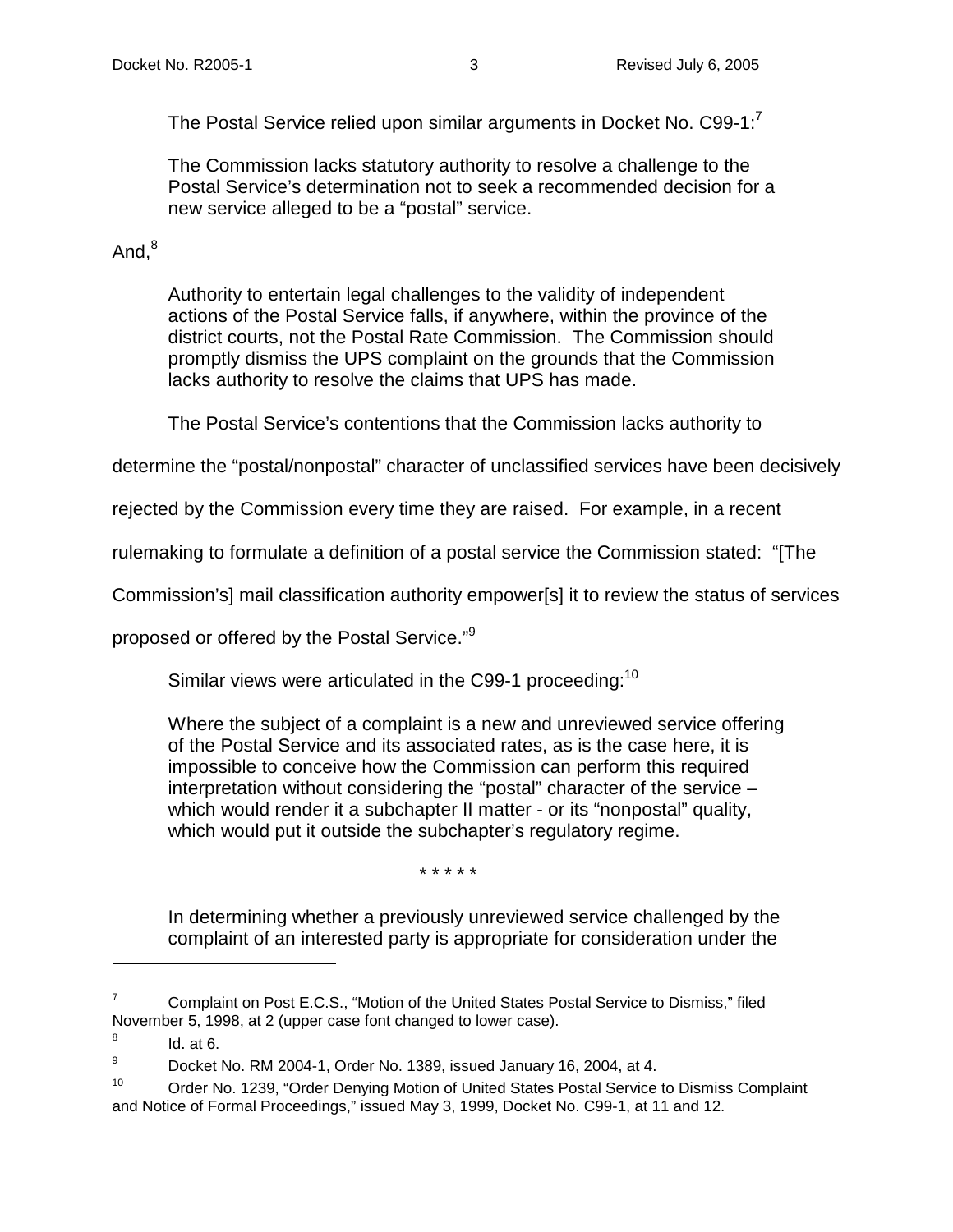The Postal Service relied upon similar arguments in Docket No. C99-1:[7]

> The Commission lacks statutory authority to resolve a challenge to the Postal Service's determination not to seek a recommended decision for a new service alleged to be a "postal" service.

And,[8]

> Authority to entertain legal challenges to the validity of independent actions of the Postal Service falls, if anywhere, within the province of the district courts, not the Postal Rate Commission. The Commission should promptly dismiss the UPS complaint on the grounds that the Commission lacks authority to resolve the claims that UPS has made.

The Postal Service's contentions that the Commission lacks authority to determine the "postal/nonpostal" character of unclassified services have been decisively rejected by the Commission every time they are raised. For example, in a recent rulemaking to formulate a definition of a postal service the Commission stated: "[The Commission's] mail classification authority empower[s] it to review the status of services proposed or offered by the Postal Service."[9]

Similar views were articulated in the C99-1 proceeding:[10]

> Where the subject of a complaint is a new and unreviewed service offering of the Postal Service and its associated rates, as is the case here, it is impossible to conceive how the Commission can perform this required interpretation without considering the "postal" character of the service – which would render it a subchapter II matter - or its "nonpostal" quality, which would put it outside the subchapter's regulatory regime.
>
> \* \* \* \* \*
>
> In determining whether a previously unreviewed service challenged by the complaint of an interested party is appropriate for consideration under the

---

[7] Complaint on Post E.C.S., "Motion of the United States Postal Service to Dismiss," filed November 5, 1998, at 2 (upper case font changed to lower case).

[8] Id. at 6.

[9] Docket No. RM 2004-1, Order No. 1389, issued January 16, 2004, at 4.

[10] Order No. 1239, "Order Denying Motion of United States Postal Service to Dismiss Complaint and Notice of Formal Proceedings," issued May 3, 1999, Docket No. C99-1, at 11 and 12.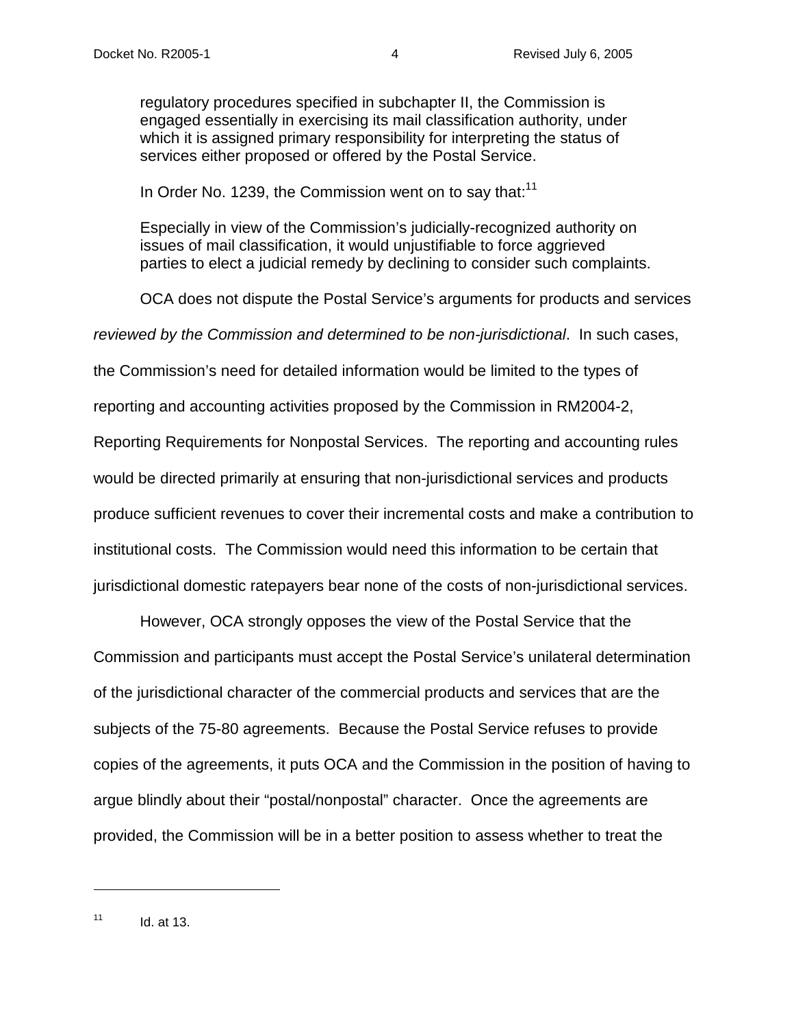regulatory procedures specified in subchapter II, the Commission is engaged essentially in exercising its mail classification authority, under which it is assigned primary responsibility for interpreting the status of services either proposed or offered by the Postal Service.

In Order No. 1239, the Commission went on to say that:[11]

> Especially in view of the Commission's judicially-recognized authority on issues of mail classification, it would unjustifiable to force aggrieved parties to elect a judicial remedy by declining to consider such complaints.

OCA does not dispute the Postal Service's arguments for products and services *reviewed by the Commission and determined to be non-jurisdictional*. In such cases, the Commission's need for detailed information would be limited to the types of reporting and accounting activities proposed by the Commission in RM2004-2, Reporting Requirements for Nonpostal Services. The reporting and accounting rules would be directed primarily at ensuring that non-jurisdictional services and products produce sufficient revenues to cover their incremental costs and make a contribution to institutional costs. The Commission would need this information to be certain that jurisdictional domestic ratepayers bear none of the costs of non-jurisdictional services.

However, OCA strongly opposes the view of the Postal Service that the Commission and participants must accept the Postal Service's unilateral determination of the jurisdictional character of the commercial products and services that are the subjects of the 75-80 agreements. Because the Postal Service refuses to provide copies of the agreements, it puts OCA and the Commission in the position of having to argue blindly about their "postal/nonpostal" character. Once the agreements are provided, the Commission will be in a better position to assess whether to treat the

---

[11] Id. at 13.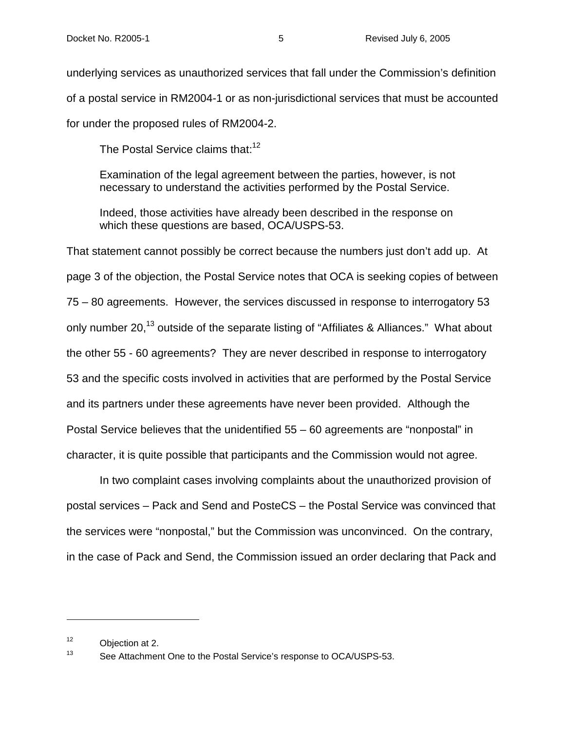underlying services as unauthorized services that fall under the Commission's definition of a postal service in RM2004-1 or as non-jurisdictional services that must be accounted for under the proposed rules of RM2004-2.

The Postal Service claims that:[12]

> Examination of the legal agreement between the parties, however, is not necessary to understand the activities performed by the Postal Service.
>
> Indeed, those activities have already been described in the response on which these questions are based, OCA/USPS-53.

That statement cannot possibly be correct because the numbers just don't add up. At page 3 of the objection, the Postal Service notes that OCA is seeking copies of between 75 – 80 agreements. However, the services discussed in response to interrogatory 53 only number 20,[13] outside of the separate listing of "Affiliates & Alliances." What about the other 55 - 60 agreements? They are never described in response to interrogatory 53 and the specific costs involved in activities that are performed by the Postal Service and its partners under these agreements have never been provided. Although the Postal Service believes that the unidentified 55 – 60 agreements are "nonpostal" in character, it is quite possible that participants and the Commission would not agree.

In two complaint cases involving complaints about the unauthorized provision of postal services – Pack and Send and PosteCS – the Postal Service was convinced that the services were "nonpostal," but the Commission was unconvinced. On the contrary, in the case of Pack and Send, the Commission issued an order declaring that Pack and

---

[12] Objection at 2.

[13] See Attachment One to the Postal Service's response to OCA/USPS-53.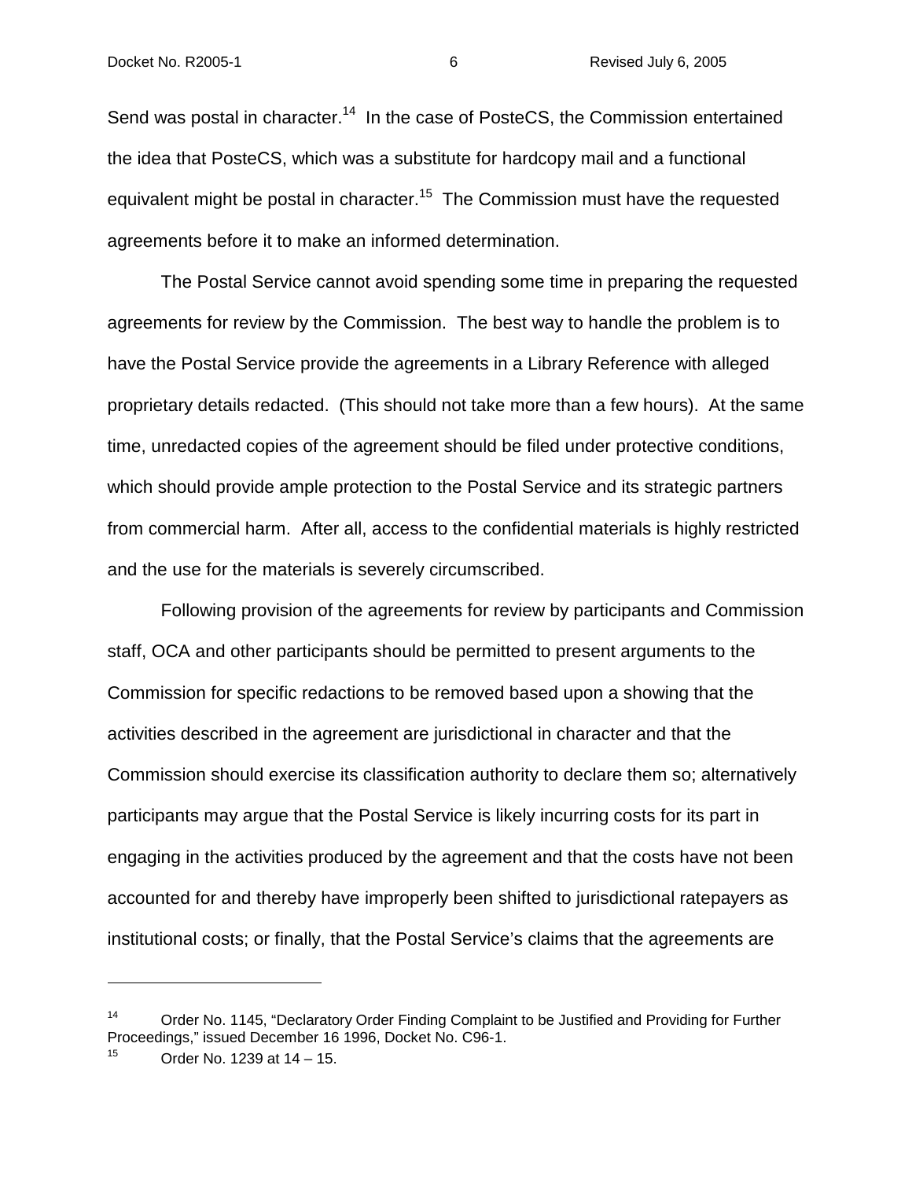Send was postal in character.[14] In the case of PosteCS, the Commission entertained the idea that PosteCS, which was a substitute for hardcopy mail and a functional equivalent might be postal in character.[15] The Commission must have the requested agreements before it to make an informed determination.

The Postal Service cannot avoid spending some time in preparing the requested agreements for review by the Commission. The best way to handle the problem is to have the Postal Service provide the agreements in a Library Reference with alleged proprietary details redacted. (This should not take more than a few hours). At the same time, unredacted copies of the agreement should be filed under protective conditions, which should provide ample protection to the Postal Service and its strategic partners from commercial harm. After all, access to the confidential materials is highly restricted and the use for the materials is severely circumscribed.

Following provision of the agreements for review by participants and Commission staff, OCA and other participants should be permitted to present arguments to the Commission for specific redactions to be removed based upon a showing that the activities described in the agreement are jurisdictional in character and that the Commission should exercise its classification authority to declare them so; alternatively participants may argue that the Postal Service is likely incurring costs for its part in engaging in the activities produced by the agreement and that the costs have not been accounted for and thereby have improperly been shifted to jurisdictional ratepayers as institutional costs; or finally, that the Postal Service's claims that the agreements are

---

[14] Order No. 1145, "Declaratory Order Finding Complaint to be Justified and Providing for Further Proceedings," issued December 16 1996, Docket No. C96-1.

[15] Order No. 1239 at 14 – 15.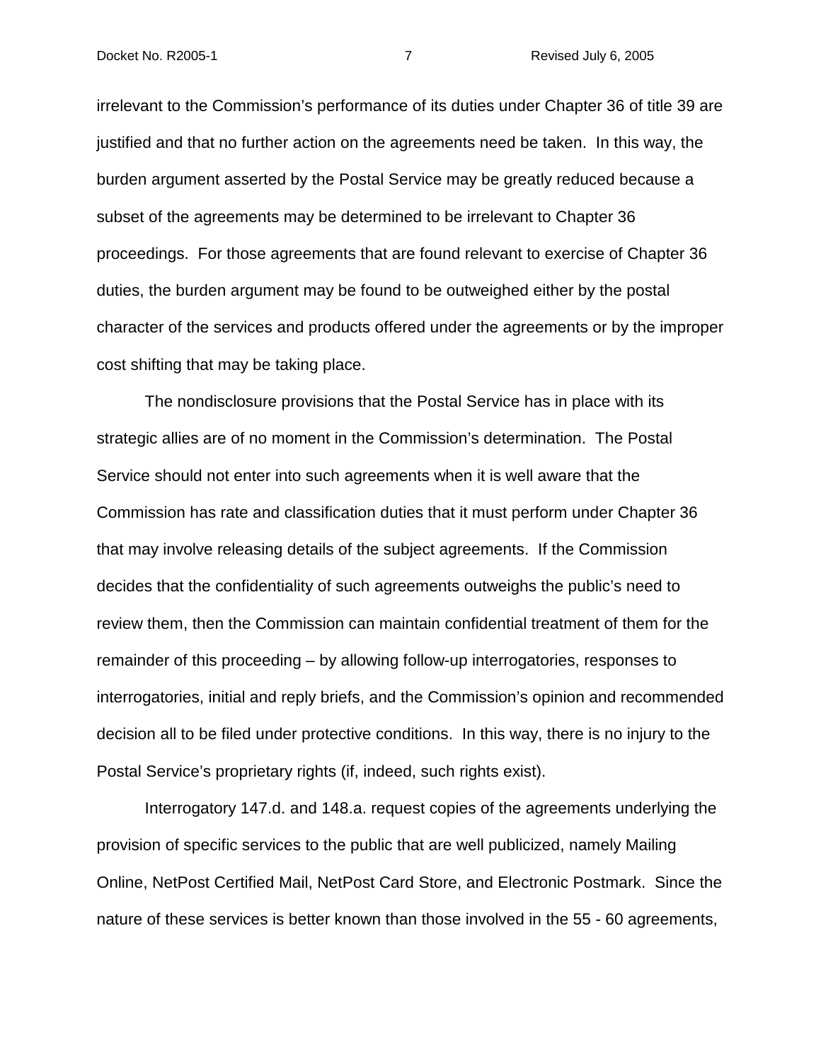irrelevant to the Commission's performance of its duties under Chapter 36 of title 39 are justified and that no further action on the agreements need be taken. In this way, the burden argument asserted by the Postal Service may be greatly reduced because a subset of the agreements may be determined to be irrelevant to Chapter 36 proceedings. For those agreements that are found relevant to exercise of Chapter 36 duties, the burden argument may be found to be outweighed either by the postal character of the services and products offered under the agreements or by the improper cost shifting that may be taking place.

The nondisclosure provisions that the Postal Service has in place with its strategic allies are of no moment in the Commission's determination. The Postal Service should not enter into such agreements when it is well aware that the Commission has rate and classification duties that it must perform under Chapter 36 that may involve releasing details of the subject agreements. If the Commission decides that the confidentiality of such agreements outweighs the public's need to review them, then the Commission can maintain confidential treatment of them for the remainder of this proceeding – by allowing follow-up interrogatories, responses to interrogatories, initial and reply briefs, and the Commission's opinion and recommended decision all to be filed under protective conditions. In this way, there is no injury to the Postal Service's proprietary rights (if, indeed, such rights exist).

Interrogatory 147.d. and 148.a. request copies of the agreements underlying the provision of specific services to the public that are well publicized, namely Mailing Online, NetPost Certified Mail, NetPost Card Store, and Electronic Postmark. Since the nature of these services is better known than those involved in the 55 - 60 agreements,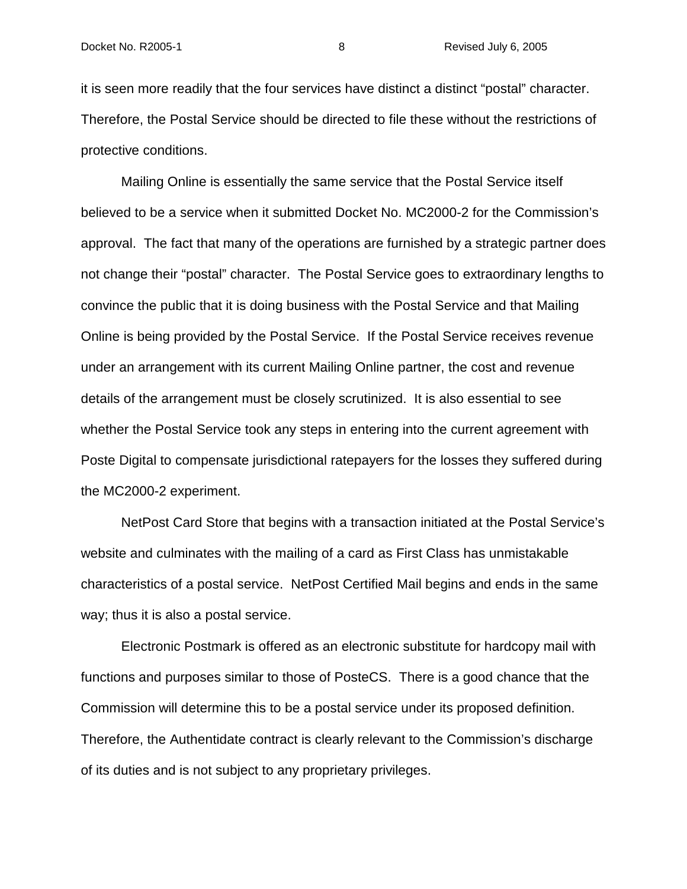it is seen more readily that the four services have distinct a distinct "postal" character. Therefore, the Postal Service should be directed to file these without the restrictions of protective conditions.

Mailing Online is essentially the same service that the Postal Service itself believed to be a service when it submitted Docket No. MC2000-2 for the Commission's approval. The fact that many of the operations are furnished by a strategic partner does not change their "postal" character. The Postal Service goes to extraordinary lengths to convince the public that it is doing business with the Postal Service and that Mailing Online is being provided by the Postal Service. If the Postal Service receives revenue under an arrangement with its current Mailing Online partner, the cost and revenue details of the arrangement must be closely scrutinized. It is also essential to see whether the Postal Service took any steps in entering into the current agreement with Poste Digital to compensate jurisdictional ratepayers for the losses they suffered during the MC2000-2 experiment.

NetPost Card Store that begins with a transaction initiated at the Postal Service's website and culminates with the mailing of a card as First Class has unmistakable characteristics of a postal service. NetPost Certified Mail begins and ends in the same way; thus it is also a postal service.

Electronic Postmark is offered as an electronic substitute for hardcopy mail with functions and purposes similar to those of PosteCS. There is a good chance that the Commission will determine this to be a postal service under its proposed definition. Therefore, the Authentidate contract is clearly relevant to the Commission's discharge of its duties and is not subject to any proprietary privileges.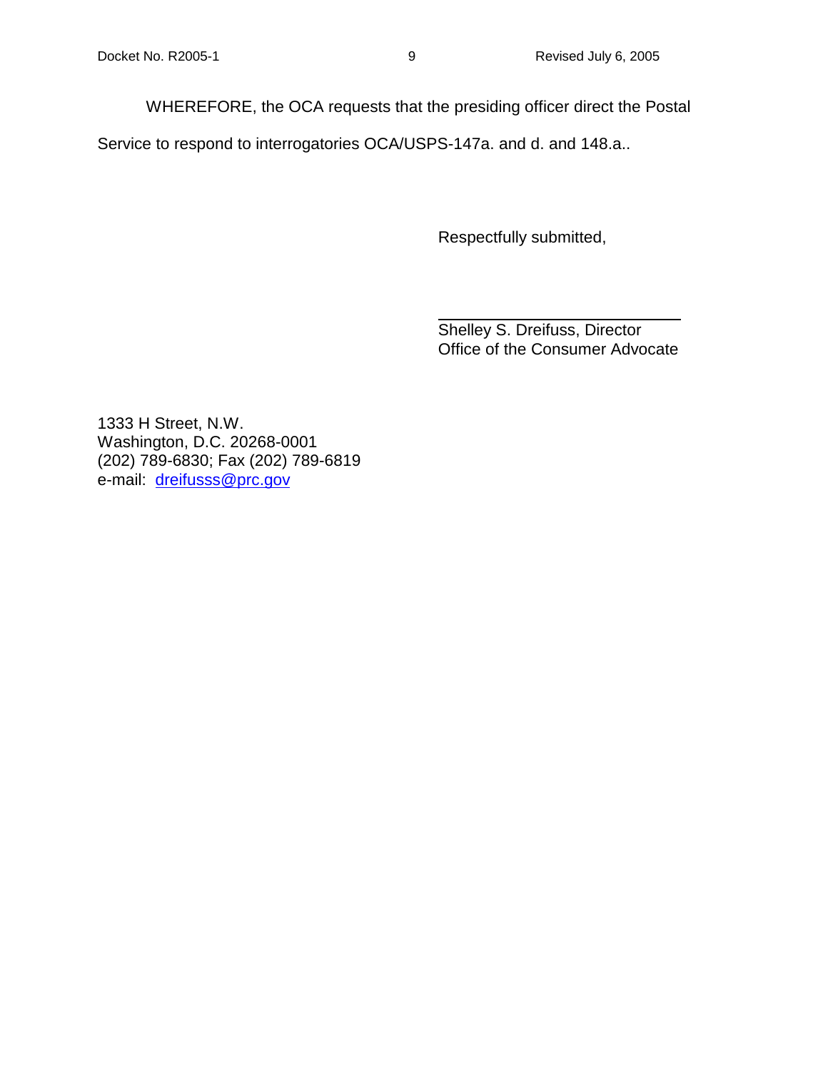WHEREFORE, the OCA requests that the presiding officer direct the Postal Service to respond to interrogatories OCA/USPS-147a. and d. and 148.a..

Respectfully submitted,

Shelley S. Dreifuss, Director
Office of the Consumer Advocate

1333 H Street, N.W.
Washington, D.C. 20268-0001
(202) 789-6830; Fax (202) 789-6819
e-mail: dreifusss@prc.gov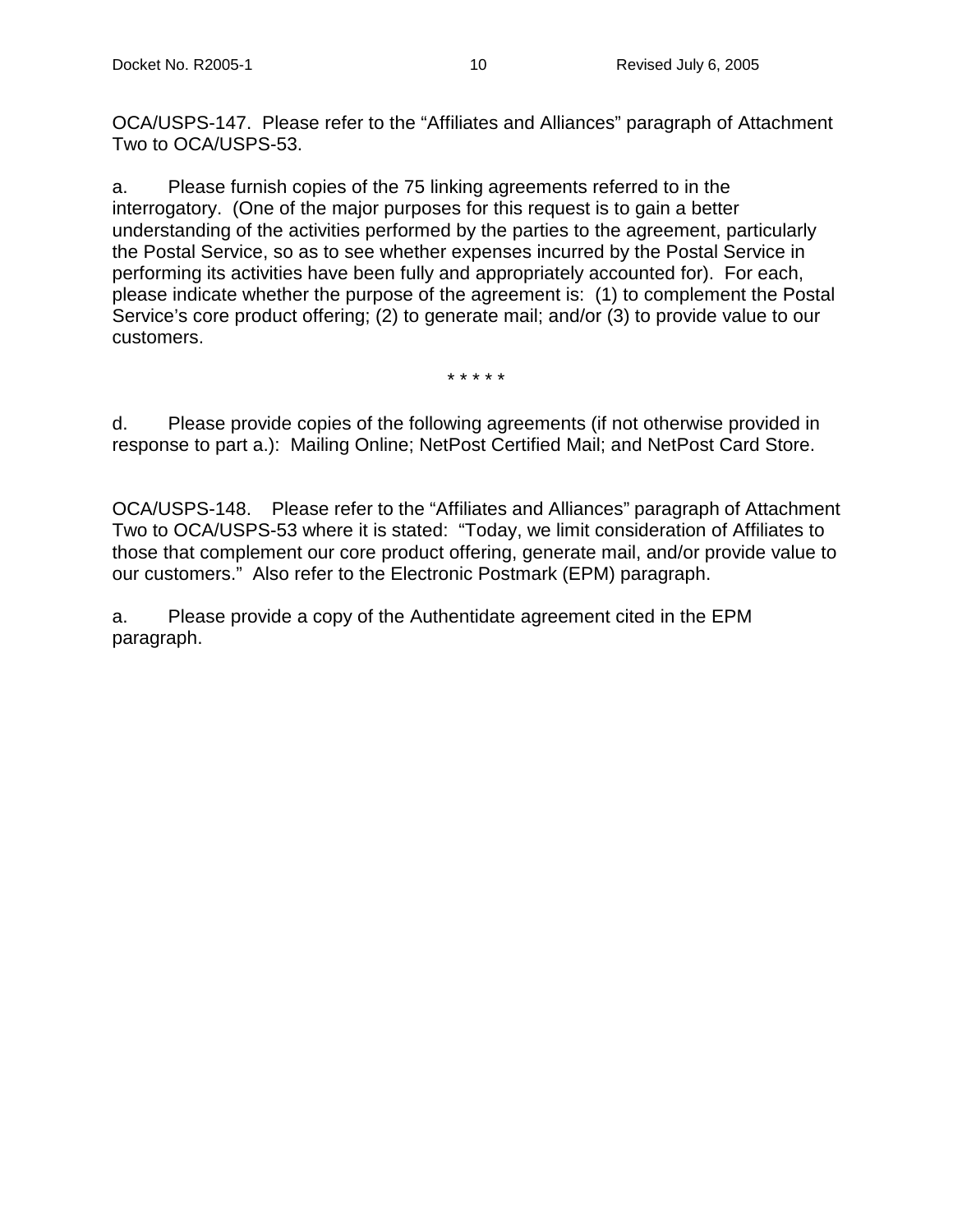OCA/USPS-147. Please refer to the “Affiliates and Alliances” paragraph of Attachment Two to OCA/USPS-53.

a. Please furnish copies of the 75 linking agreements referred to in the interrogatory. (One of the major purposes for this request is to gain a better understanding of the activities performed by the parties to the agreement, particularly the Postal Service, so as to see whether expenses incurred by the Postal Service in performing its activities have been fully and appropriately accounted for). For each, please indicate whether the purpose of the agreement is: (1) to complement the Postal Service’s core product offering; (2) to generate mail; and/or (3) to provide value to our customers.

* * * * *

d. Please provide copies of the following agreements (if not otherwise provided in response to part a.): Mailing Online; NetPost Certified Mail; and NetPost Card Store.

OCA/USPS-148. Please refer to the “Affiliates and Alliances” paragraph of Attachment Two to OCA/USPS-53 where it is stated: “Today, we limit consideration of Affiliates to those that complement our core product offering, generate mail, and/or provide value to our customers.” Also refer to the Electronic Postmark (EPM) paragraph.

a. Please provide a copy of the Authentidate agreement cited in the EPM paragraph.